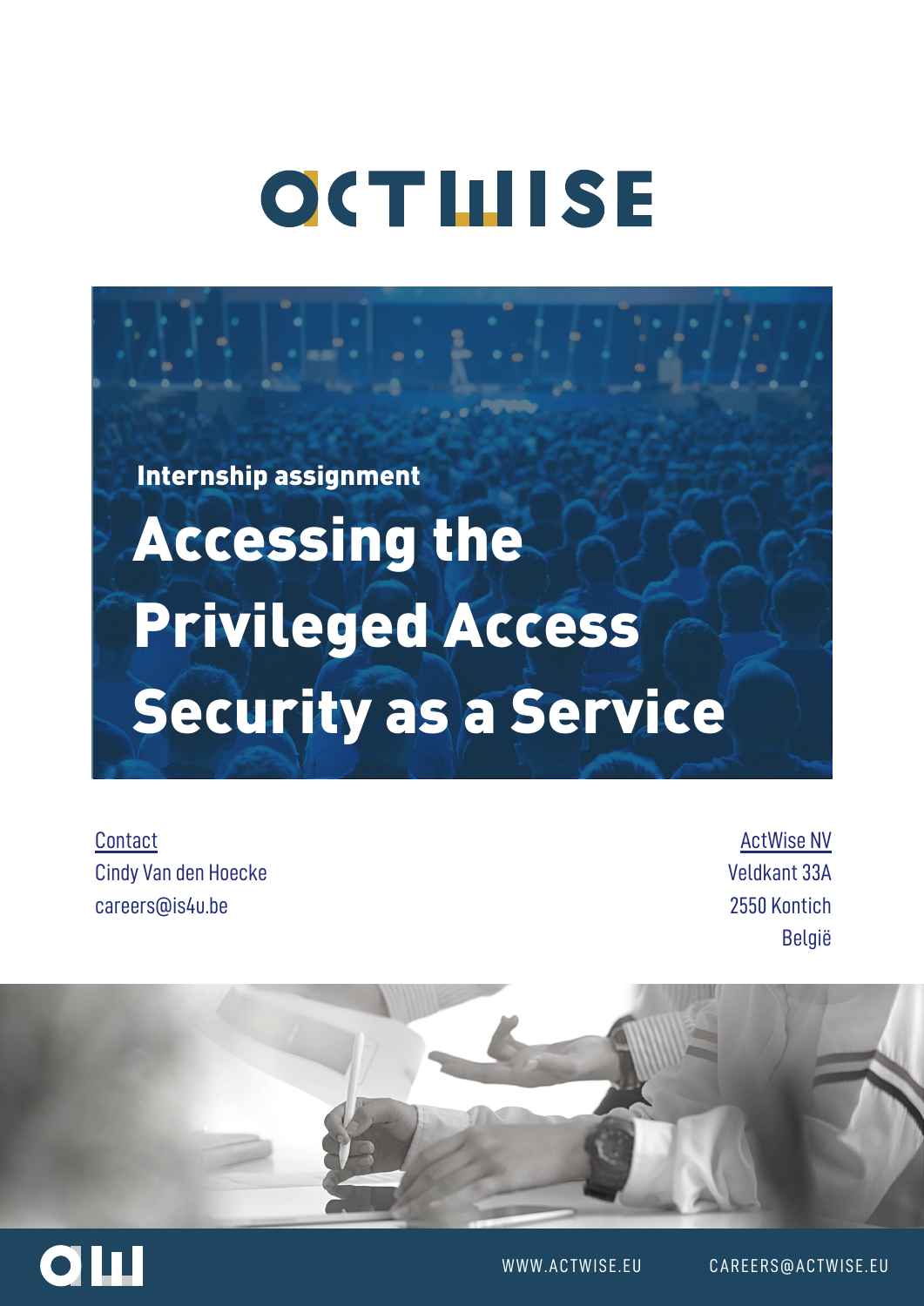# ACTWISE

Internship assignment

# Accessing the Privileged Access Security as a Service

Contact
Cindy Van den Hoecke
careers@is4u.be

ActWise NV
Veldkant 33A
2550 Kontich
België

WWW.ACTWISE.EU CAREERS@ACTWISE.EU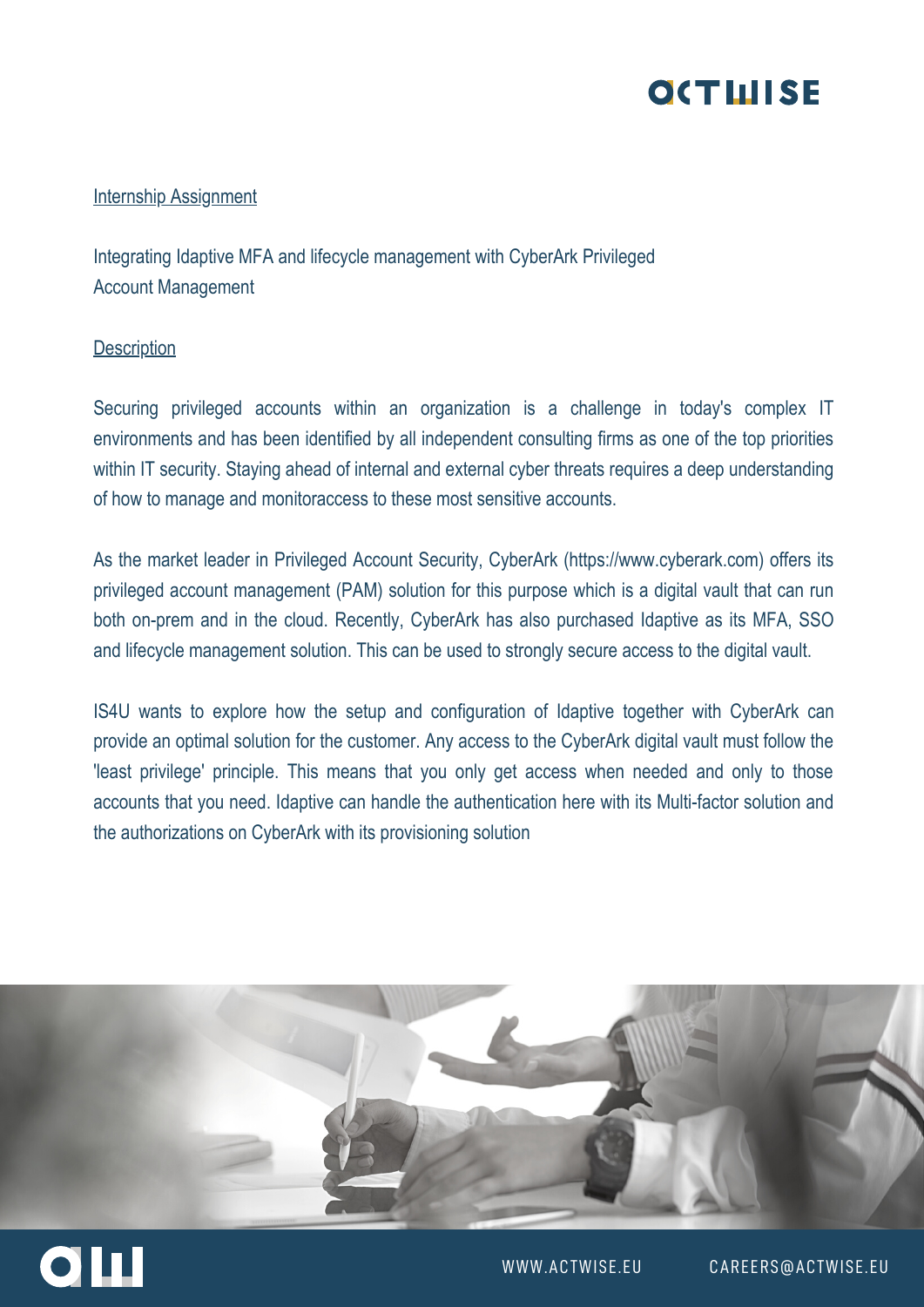<u>Internship Assignment</u>

Integrating Idaptive MFA and lifecycle management with CyberArk Privileged Account Management

<u>Description</u>

Securing privileged accounts within an organization is a challenge in today's complex IT environments and has been identified by all independent consulting firms as one of the top priorities within IT security. Staying ahead of internal and external cyber threats requires a deep understanding of how to manage and monitoraccess to these most sensitive accounts.

As the market leader in Privileged Account Security, CyberArk (https://www.cyberark.com) offers its privileged account management (PAM) solution for this purpose which is a digital vault that can run both on-prem and in the cloud. Recently, CyberArk has also purchased Idaptive as its MFA, SSO and lifecycle management solution. This can be used to strongly secure access to the digital vault.

IS4U wants to explore how the setup and configuration of Idaptive together with CyberArk can provide an optimal solution for the customer. Any access to the CyberArk digital vault must follow the 'least privilege' principle. This means that you only get access when needed and only to those accounts that you need. Idaptive can handle the authentication here with its Multi-factor solution and the authorizations on CyberArk with its provisioning solution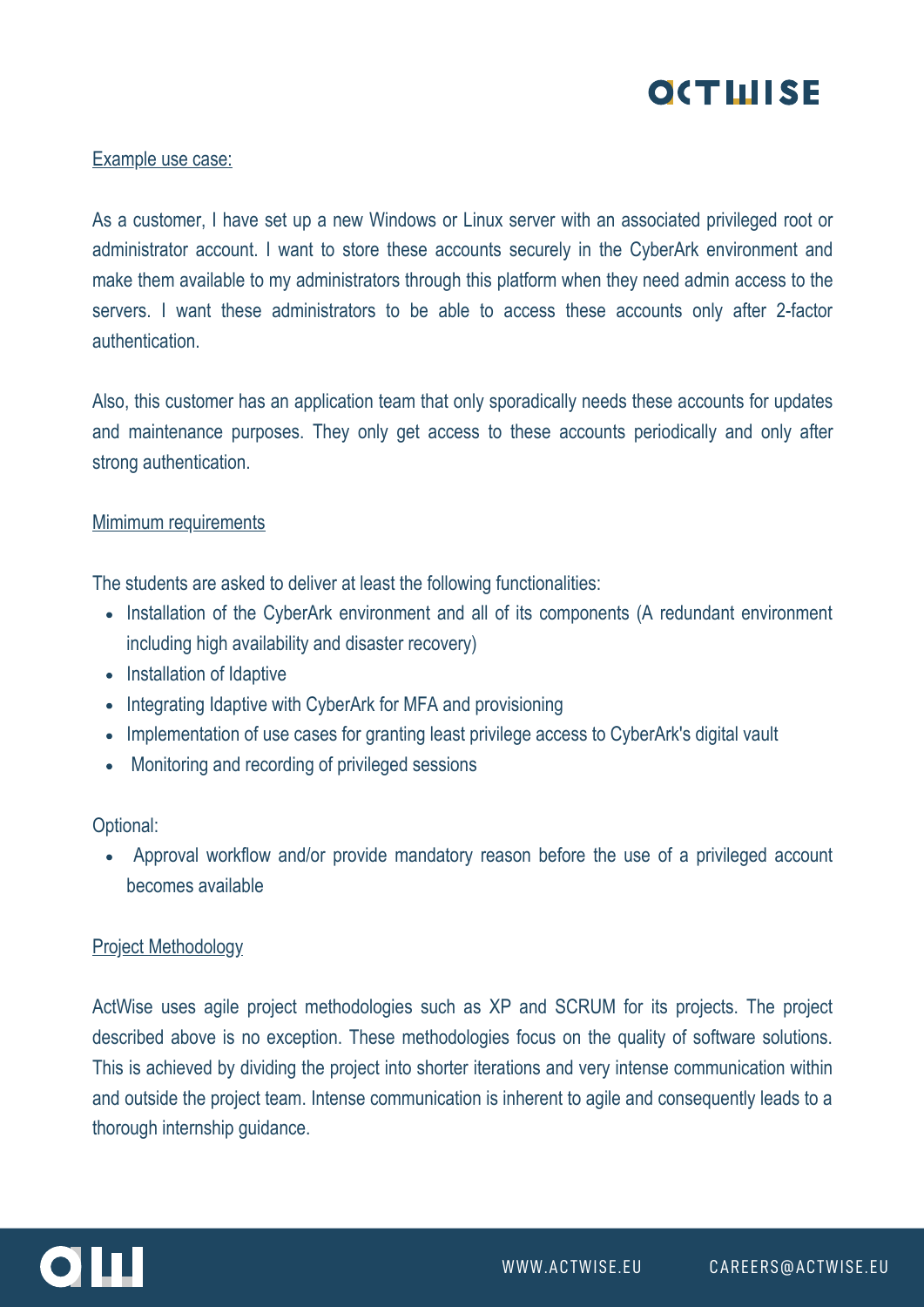Example use case:

As a customer, I have set up a new Windows or Linux server with an associated privileged root or administrator account. I want to store these accounts securely in the CyberArk environment and make them available to my administrators through this platform when they need admin access to the servers. I want these administrators to be able to access these accounts only after 2-factor authentication.

Also, this customer has an application team that only sporadically needs these accounts for updates and maintenance purposes. They only get access to these accounts periodically and only after strong authentication.

Mimimum requirements

The students are asked to deliver at least the following functionalities:

- Installation of the CyberArk environment and all of its components (A redundant environment including high availability and disaster recovery)
- Installation of Idaptive
- Integrating Idaptive with CyberArk for MFA and provisioning
- Implementation of use cases for granting least privilege access to CyberArk's digital vault
- Monitoring and recording of privileged sessions

Optional:

- Approval workflow and/or provide mandatory reason before the use of a privileged account becomes available

Project Methodology

ActWise uses agile project methodologies such as XP and SCRUM for its projects. The project described above is no exception. These methodologies focus on the quality of software solutions. This is achieved by dividing the project into shorter iterations and very intense communication within and outside the project team. Intense communication is inherent to agile and consequently leads to a thorough internship guidance.